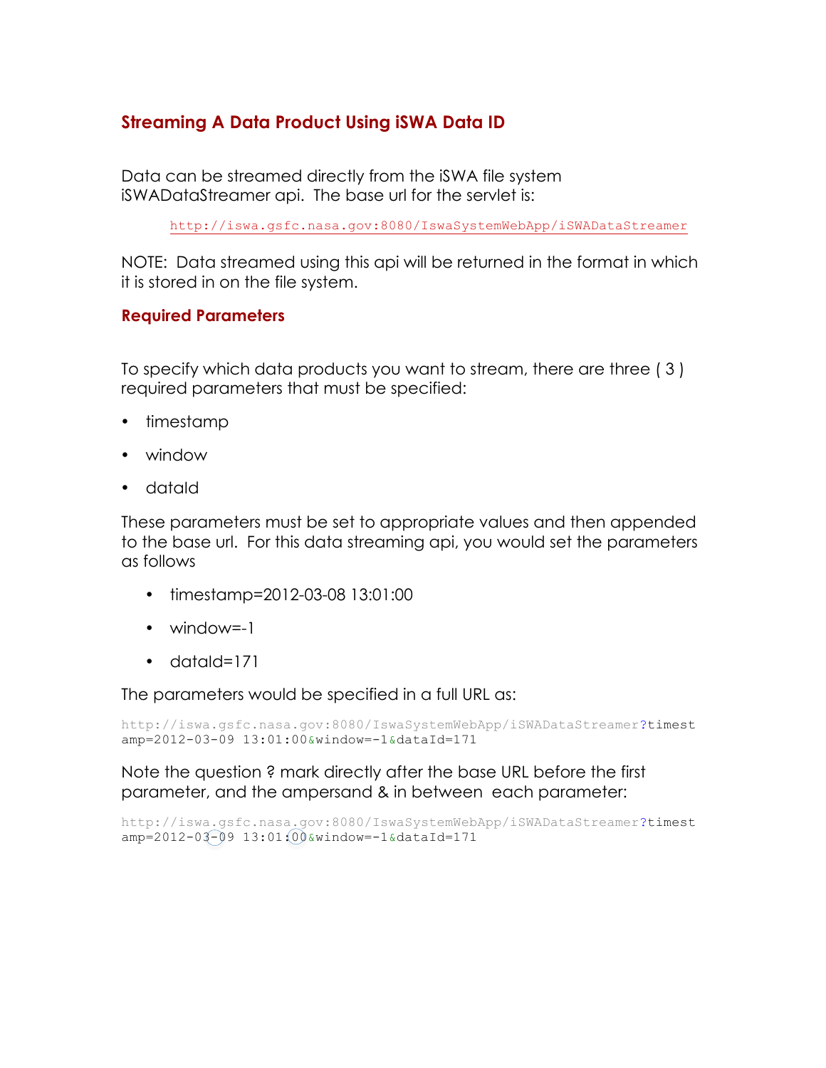## Streaming A Data Product Using iSWA Data ID

Data can be streamed directly from the iSWA file system iSWADataStreamer api. The base url for the servlet is:

http://iswa.gsfc.nasa.gov:8080/IswaSystemWebApp/iSWADataStreamer

NOTE: Data streamed using this api will be returned in the format in which it is stored in on the file system.

### Required Parameters

To specify which data products you want to stream, there are three ( 3 ) required parameters that must be specified:

- timestamp
- window
- dataId

These parameters must be set to appropriate values and then appended to the base url. For this data streaming api, you would set the parameters as follows

- timestamp=2012-03-08 13:01:00
- window=-1
- dataId=171

The parameters would be specified in a full URL as:

```
http://iswa.gsfc.nasa.gov:8080/IswaSystemWebApp/iSWADataStreamer?timest
amp=2012-03-09 13:01:00&window=-1&dataId=171
```

Note the question ? mark directly after the base URL before the first parameter, and the ampersand & in between each parameter:

```
http://iswa.gsfc.nasa.gov:8080/IswaSystemWebApp/iSWADataStreamer?timest
amp=2012-03-09 13:01:00&window=-1&dataId=171
```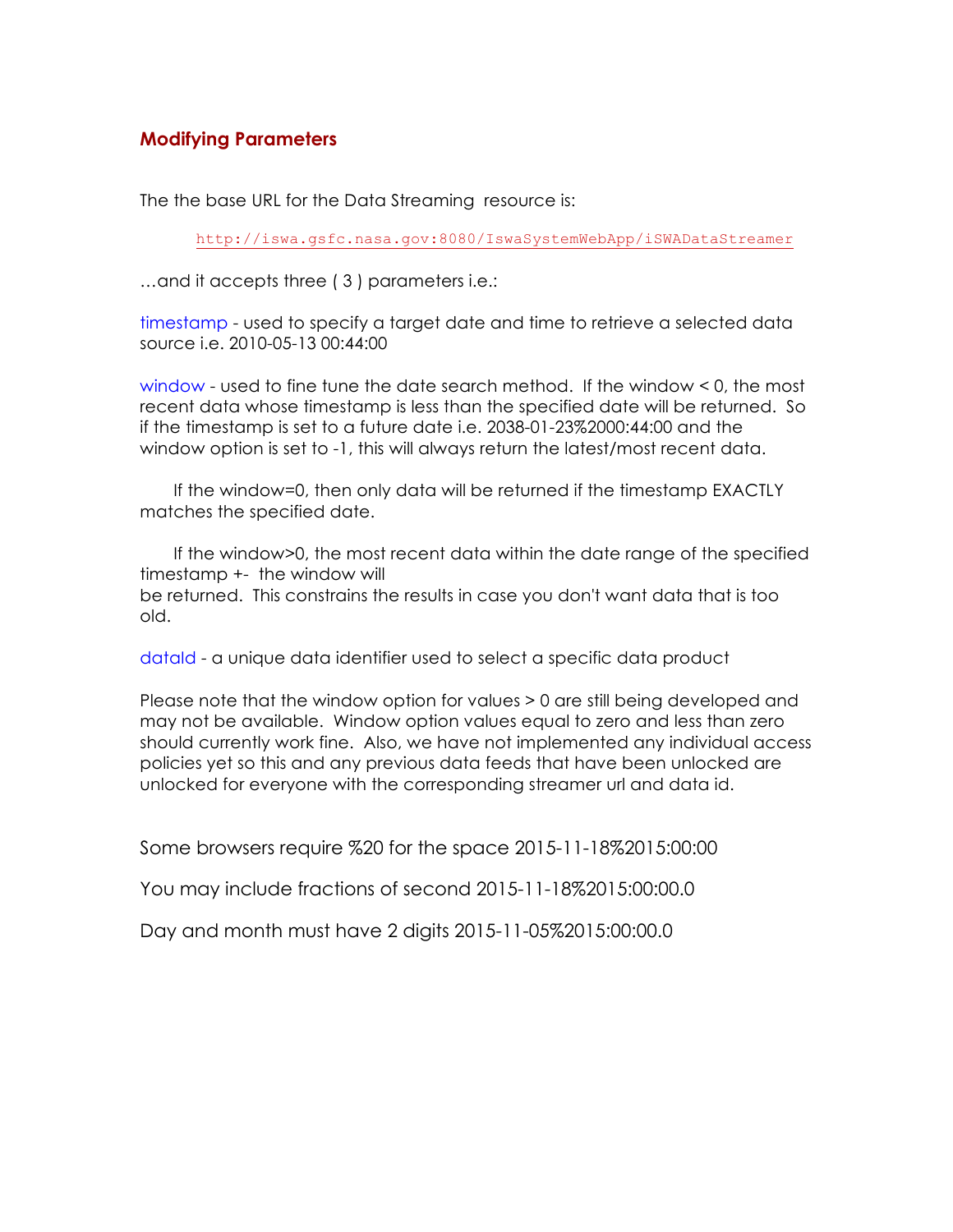## Modifying Parameters

The the base URL for the Data Streaming resource is:

http://iswa.gsfc.nasa.gov:8080/IswaSystemWebApp/iSWADataStreamer

…and it accepts three ( 3 ) parameters i.e.:

timestamp - used to specify a target date and time to retrieve a selected data source i.e. 2010-05-13 00:44:00

window - used to fine tune the date search method. If the window < 0, the most recent data whose timestamp is less than the specified date will be returned. So if the timestamp is set to a future date i.e. 2038-01-23%2000:44:00 and the window option is set to -1, this will always return the latest/most recent data.

If the window=0, then only data will be returned if the timestamp EXACTLY matches the specified date.

If the window>0, the most recent data within the date range of the specified timestamp +- the window will be returned. This constrains the results in case you don't want data that is too old.

dataId - a unique data identifier used to select a specific data product

Please note that the window option for values > 0 are still being developed and may not be available. Window option values equal to zero and less than zero should currently work fine. Also, we have not implemented any individual access policies yet so this and any previous data feeds that have been unlocked are unlocked for everyone with the corresponding streamer url and data id.

Some browsers require %20 for the space 2015-11-18%2015:00:00

You may include fractions of second 2015-11-18%2015:00:00.0

Day and month must have 2 digits 2015-11-05%2015:00:00.0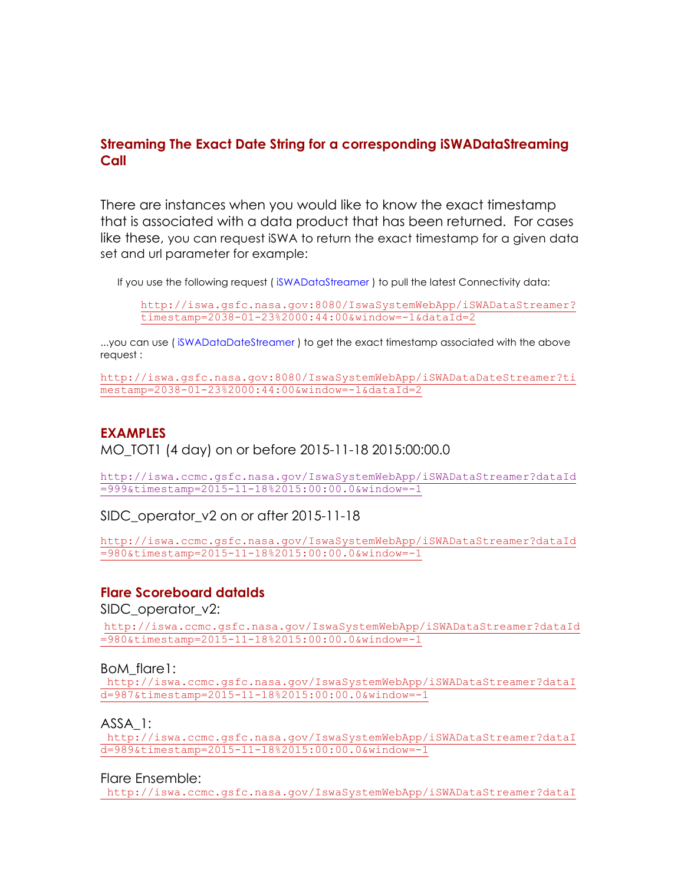### Streaming The Exact Date String for a corresponding iSWADataStreaming Call

There are instances when you would like to know the exact timestamp that is associated with a data product that has been returned. For cases like these, you can request iSWA to return the exact timestamp for a given data set and url parameter for example:

If you use the following request ( iSWADataStreamer ) to pull the latest Connectivity data:

http://iswa.gsfc.nasa.gov:8080/IswaSystemWebApp/iSWADataStreamer?timestamp=2038-01-23%2000:44:00&window=-1&dataId=2

...you can use ( iSWADataDateStreamer ) to get the exact timestamp associated with the above request :

http://iswa.gsfc.nasa.gov:8080/IswaSystemWebApp/iSWADataDateStreamer?timestamp=2038-01-23%2000:44:00&window=-1&dataId=2

### EXAMPLES

MO_TOT1 (4 day) on or before 2015-11-18 2015:00:00.0

http://iswa.ccmc.gsfc.nasa.gov/IswaSystemWebApp/iSWADataStreamer?dataId=999&timestamp=2015-11-18%2015:00:00.0&window=-1

SIDC_operator_v2 on or after 2015-11-18

http://iswa.ccmc.gsfc.nasa.gov/IswaSystemWebApp/iSWADataStreamer?dataId=980&timestamp=2015-11-18%2015:00:00.0&window=-1

### Flare Scoreboard dataIds

SIDC_operator_v2:
http://iswa.ccmc.gsfc.nasa.gov/IswaSystemWebApp/iSWADataStreamer?dataId=980&timestamp=2015-11-18%2015:00:00.0&window=-1

BoM_flare1:
http://iswa.ccmc.gsfc.nasa.gov/IswaSystemWebApp/iSWADataStreamer?dataId=987&timestamp=2015-11-18%2015:00:00.0&window=-1

ASSA_1:
http://iswa.ccmc.gsfc.nasa.gov/IswaSystemWebApp/iSWADataStreamer?dataId=989&timestamp=2015-11-18%2015:00:00.0&window=-1

Flare Ensemble:
http://iswa.ccmc.gsfc.nasa.gov/IswaSystemWebApp/iSWADataStreamer?dataI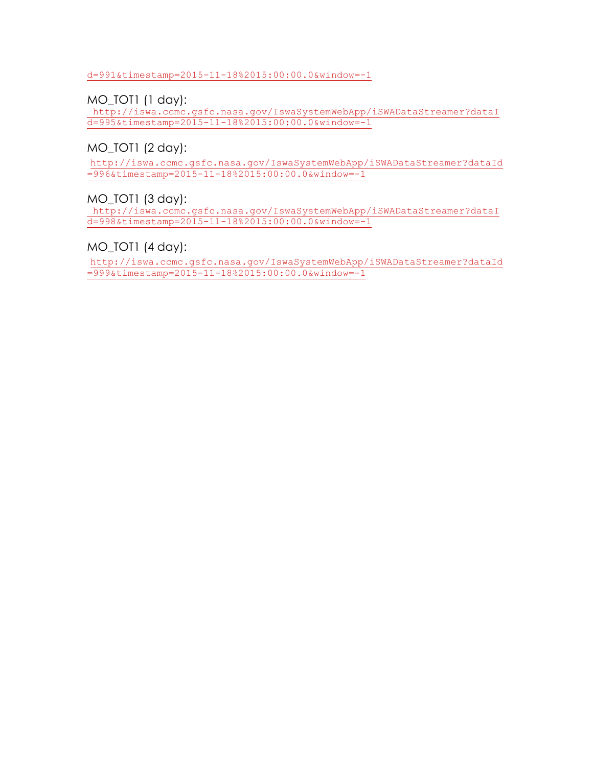d=991&timestamp=2015-11-18%2015:00:00.0&window=-1

MO_TOT1 (1 day):
http://iswa.ccmc.gsfc.nasa.gov/IswaSystemWebApp/iSWADataStreamer?dataId=995&timestamp=2015-11-18%2015:00:00.0&window=-1

MO_TOT1 (2 day):
http://iswa.ccmc.gsfc.nasa.gov/IswaSystemWebApp/iSWADataStreamer?dataId=996&timestamp=2015-11-18%2015:00:00.0&window=-1

MO_TOT1 (3 day):
http://iswa.ccmc.gsfc.nasa.gov/IswaSystemWebApp/iSWADataStreamer?dataId=998&timestamp=2015-11-18%2015:00:00.0&window=-1

MO_TOT1 (4 day):
http://iswa.ccmc.gsfc.nasa.gov/IswaSystemWebApp/iSWADataStreamer?dataId=999&timestamp=2015-11-18%2015:00:00.0&window=-1